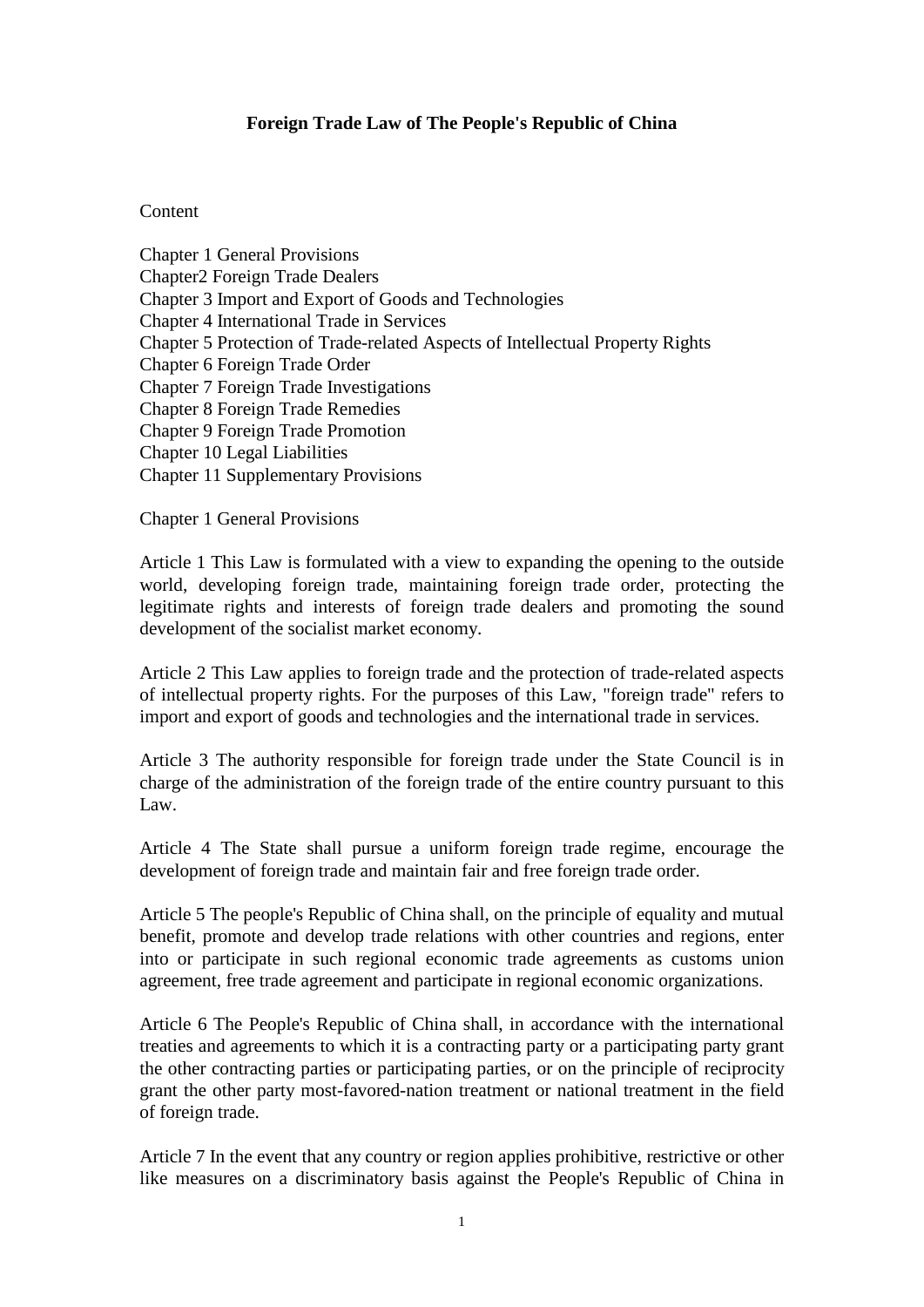# Foreign Trade Law of The People's Republic of China

Content

Chapter 1 General Provisions
Chapter2 Foreign Trade Dealers
Chapter 3 Import and Export of Goods and Technologies
Chapter 4 International Trade in Services
Chapter 5 Protection of Trade-related Aspects of Intellectual Property Rights
Chapter 6 Foreign Trade Order
Chapter 7 Foreign Trade Investigations
Chapter 8 Foreign Trade Remedies
Chapter 9 Foreign Trade Promotion
Chapter 10 Legal Liabilities
Chapter 11 Supplementary Provisions

## Chapter 1 General Provisions

Article 1 This Law is formulated with a view to expanding the opening to the outside world, developing foreign trade, maintaining foreign trade order, protecting the legitimate rights and interests of foreign trade dealers and promoting the sound development of the socialist market economy.

Article 2 This Law applies to foreign trade and the protection of trade-related aspects of intellectual property rights. For the purposes of this Law, "foreign trade" refers to import and export of goods and technologies and the international trade in services.

Article 3 The authority responsible for foreign trade under the State Council is in charge of the administration of the foreign trade of the entire country pursuant to this Law.

Article 4 The State shall pursue a uniform foreign trade regime, encourage the development of foreign trade and maintain fair and free foreign trade order.

Article 5 The people's Republic of China shall, on the principle of equality and mutual benefit, promote and develop trade relations with other countries and regions, enter into or participate in such regional economic trade agreements as customs union agreement, free trade agreement and participate in regional economic organizations.

Article 6 The People's Republic of China shall, in accordance with the international treaties and agreements to which it is a contracting party or a participating party grant the other contracting parties or participating parties, or on the principle of reciprocity grant the other party most-favored-nation treatment or national treatment in the field of foreign trade.

Article 7 In the event that any country or region applies prohibitive, restrictive or other like measures on a discriminatory basis against the People's Republic of China in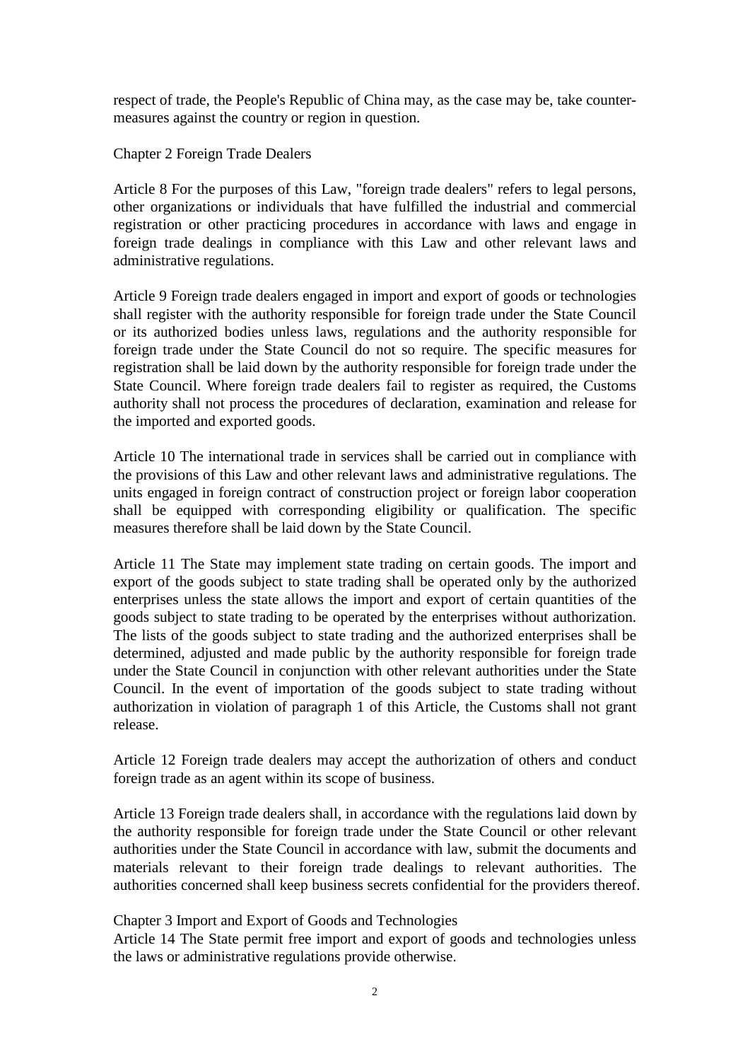respect of trade, the People's Republic of China may, as the case may be, take counter-measures against the country or region in question.

## Chapter 2 Foreign Trade Dealers

Article 8 For the purposes of this Law, "foreign trade dealers" refers to legal persons, other organizations or individuals that have fulfilled the industrial and commercial registration or other practicing procedures in accordance with laws and engage in foreign trade dealings in compliance with this Law and other relevant laws and administrative regulations.

Article 9 Foreign trade dealers engaged in import and export of goods or technologies shall register with the authority responsible for foreign trade under the State Council or its authorized bodies unless laws, regulations and the authority responsible for foreign trade under the State Council do not so require. The specific measures for registration shall be laid down by the authority responsible for foreign trade under the State Council. Where foreign trade dealers fail to register as required, the Customs authority shall not process the procedures of declaration, examination and release for the imported and exported goods.

Article 10 The international trade in services shall be carried out in compliance with the provisions of this Law and other relevant laws and administrative regulations. The units engaged in foreign contract of construction project or foreign labor cooperation shall be equipped with corresponding eligibility or qualification. The specific measures therefore shall be laid down by the State Council.

Article 11 The State may implement state trading on certain goods. The import and export of the goods subject to state trading shall be operated only by the authorized enterprises unless the state allows the import and export of certain quantities of the goods subject to state trading to be operated by the enterprises without authorization. The lists of the goods subject to state trading and the authorized enterprises shall be determined, adjusted and made public by the authority responsible for foreign trade under the State Council in conjunction with other relevant authorities under the State Council. In the event of importation of the goods subject to state trading without authorization in violation of paragraph 1 of this Article, the Customs shall not grant release.

Article 12 Foreign trade dealers may accept the authorization of others and conduct foreign trade as an agent within its scope of business.

Article 13 Foreign trade dealers shall, in accordance with the regulations laid down by the authority responsible for foreign trade under the State Council or other relevant authorities under the State Council in accordance with law, submit the documents and materials relevant to their foreign trade dealings to relevant authorities. The authorities concerned shall keep business secrets confidential for the providers thereof.

## Chapter 3 Import and Export of Goods and Technologies

Article 14 The State permit free import and export of goods and technologies unless the laws or administrative regulations provide otherwise.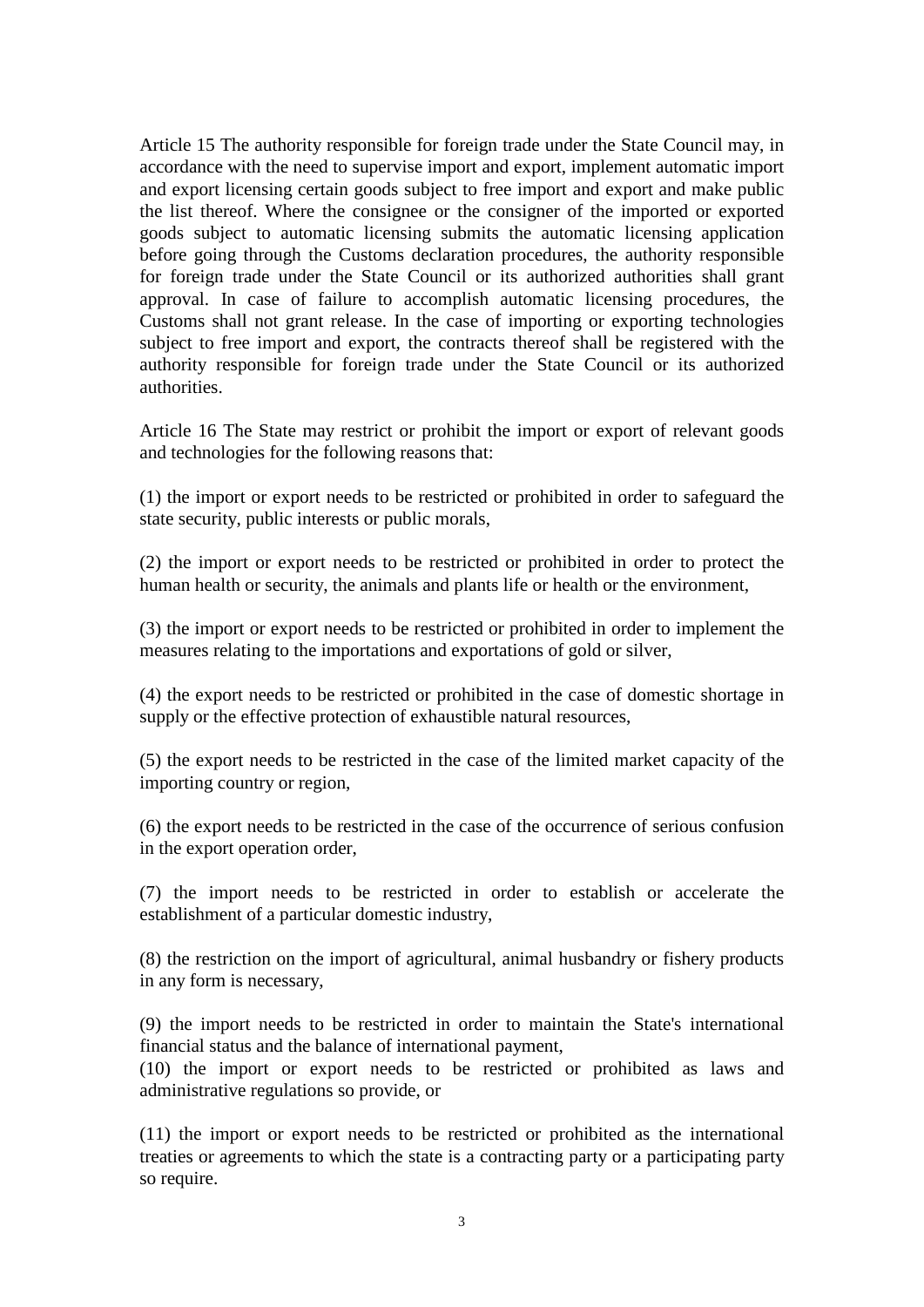Article 15 The authority responsible for foreign trade under the State Council may, in accordance with the need to supervise import and export, implement automatic import and export licensing certain goods subject to free import and export and make public the list thereof. Where the consignee or the consigner of the imported or exported goods subject to automatic licensing submits the automatic licensing application before going through the Customs declaration procedures, the authority responsible for foreign trade under the State Council or its authorized authorities shall grant approval. In case of failure to accomplish automatic licensing procedures, the Customs shall not grant release. In the case of importing or exporting technologies subject to free import and export, the contracts thereof shall be registered with the authority responsible for foreign trade under the State Council or its authorized authorities.

Article 16 The State may restrict or prohibit the import or export of relevant goods and technologies for the following reasons that:

(1) the import or export needs to be restricted or prohibited in order to safeguard the state security, public interests or public morals,

(2) the import or export needs to be restricted or prohibited in order to protect the human health or security, the animals and plants life or health or the environment,

(3) the import or export needs to be restricted or prohibited in order to implement the measures relating to the importations and exportations of gold or silver,

(4) the export needs to be restricted or prohibited in the case of domestic shortage in supply or the effective protection of exhaustible natural resources,

(5) the export needs to be restricted in the case of the limited market capacity of the importing country or region,

(6) the export needs to be restricted in the case of the occurrence of serious confusion in the export operation order,

(7) the import needs to be restricted in order to establish or accelerate the establishment of a particular domestic industry,

(8) the restriction on the import of agricultural, animal husbandry or fishery products in any form is necessary,

(9) the import needs to be restricted in order to maintain the State's international financial status and the balance of international payment,

(10) the import or export needs to be restricted or prohibited as laws and administrative regulations so provide, or

(11) the import or export needs to be restricted or prohibited as the international treaties or agreements to which the state is a contracting party or a participating party so require.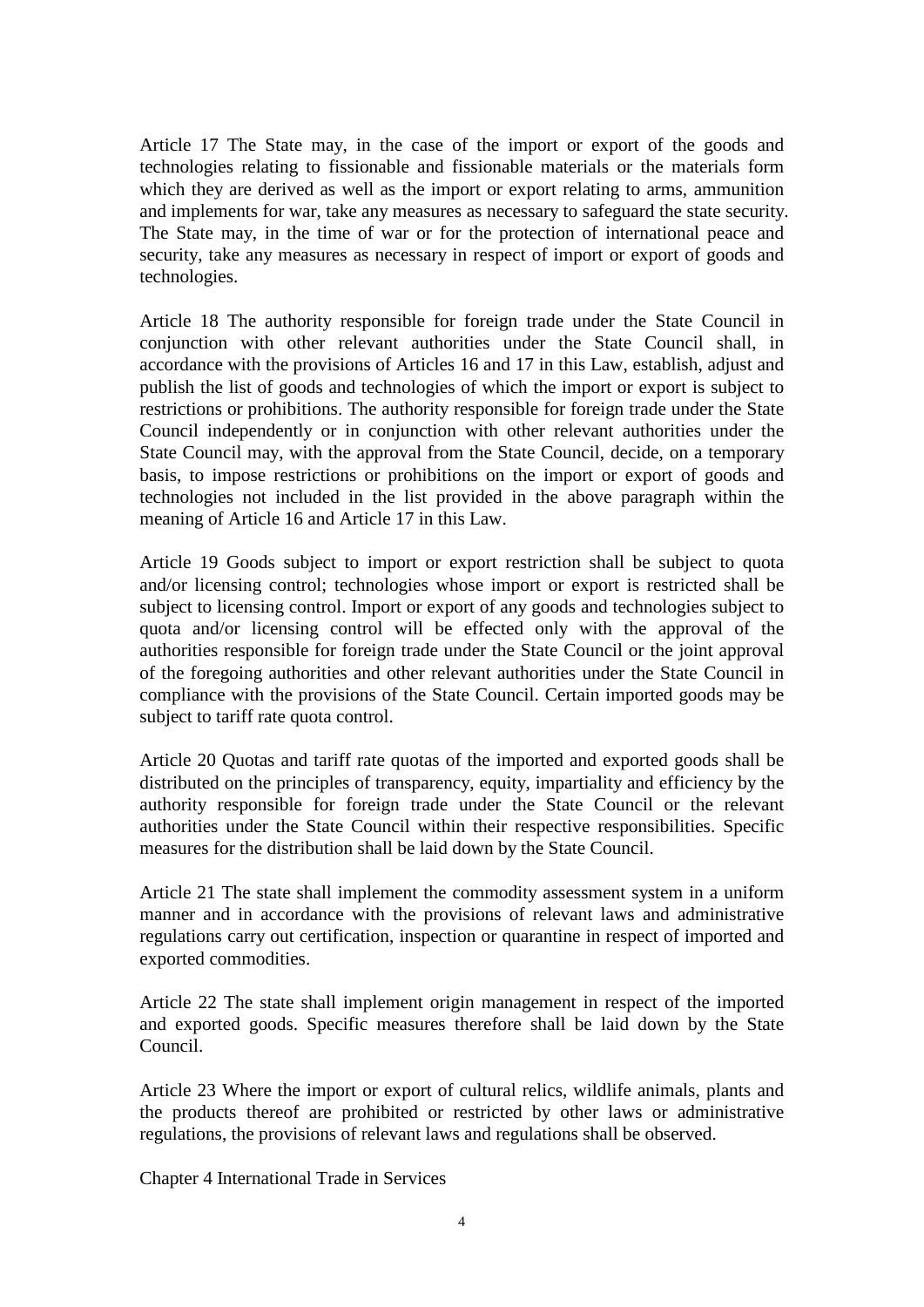Article 17 The State may, in the case of the import or export of the goods and technologies relating to fissionable and fissionable materials or the materials form which they are derived as well as the import or export relating to arms, ammunition and implements for war, take any measures as necessary to safeguard the state security. The State may, in the time of war or for the protection of international peace and security, take any measures as necessary in respect of import or export of goods and technologies.

Article 18 The authority responsible for foreign trade under the State Council in conjunction with other relevant authorities under the State Council shall, in accordance with the provisions of Articles 16 and 17 in this Law, establish, adjust and publish the list of goods and technologies of which the import or export is subject to restrictions or prohibitions. The authority responsible for foreign trade under the State Council independently or in conjunction with other relevant authorities under the State Council may, with the approval from the State Council, decide, on a temporary basis, to impose restrictions or prohibitions on the import or export of goods and technologies not included in the list provided in the above paragraph within the meaning of Article 16 and Article 17 in this Law.

Article 19 Goods subject to import or export restriction shall be subject to quota and/or licensing control; technologies whose import or export is restricted shall be subject to licensing control. Import or export of any goods and technologies subject to quota and/or licensing control will be effected only with the approval of the authorities responsible for foreign trade under the State Council or the joint approval of the foregoing authorities and other relevant authorities under the State Council in compliance with the provisions of the State Council. Certain imported goods may be subject to tariff rate quota control.

Article 20 Quotas and tariff rate quotas of the imported and exported goods shall be distributed on the principles of transparency, equity, impartiality and efficiency by the authority responsible for foreign trade under the State Council or the relevant authorities under the State Council within their respective responsibilities. Specific measures for the distribution shall be laid down by the State Council.

Article 21 The state shall implement the commodity assessment system in a uniform manner and in accordance with the provisions of relevant laws and administrative regulations carry out certification, inspection or quarantine in respect of imported and exported commodities.

Article 22 The state shall implement origin management in respect of the imported and exported goods. Specific measures therefore shall be laid down by the State Council.

Article 23 Where the import or export of cultural relics, wildlife animals, plants and the products thereof are prohibited or restricted by other laws or administrative regulations, the provisions of relevant laws and regulations shall be observed.

## Chapter 4 International Trade in Services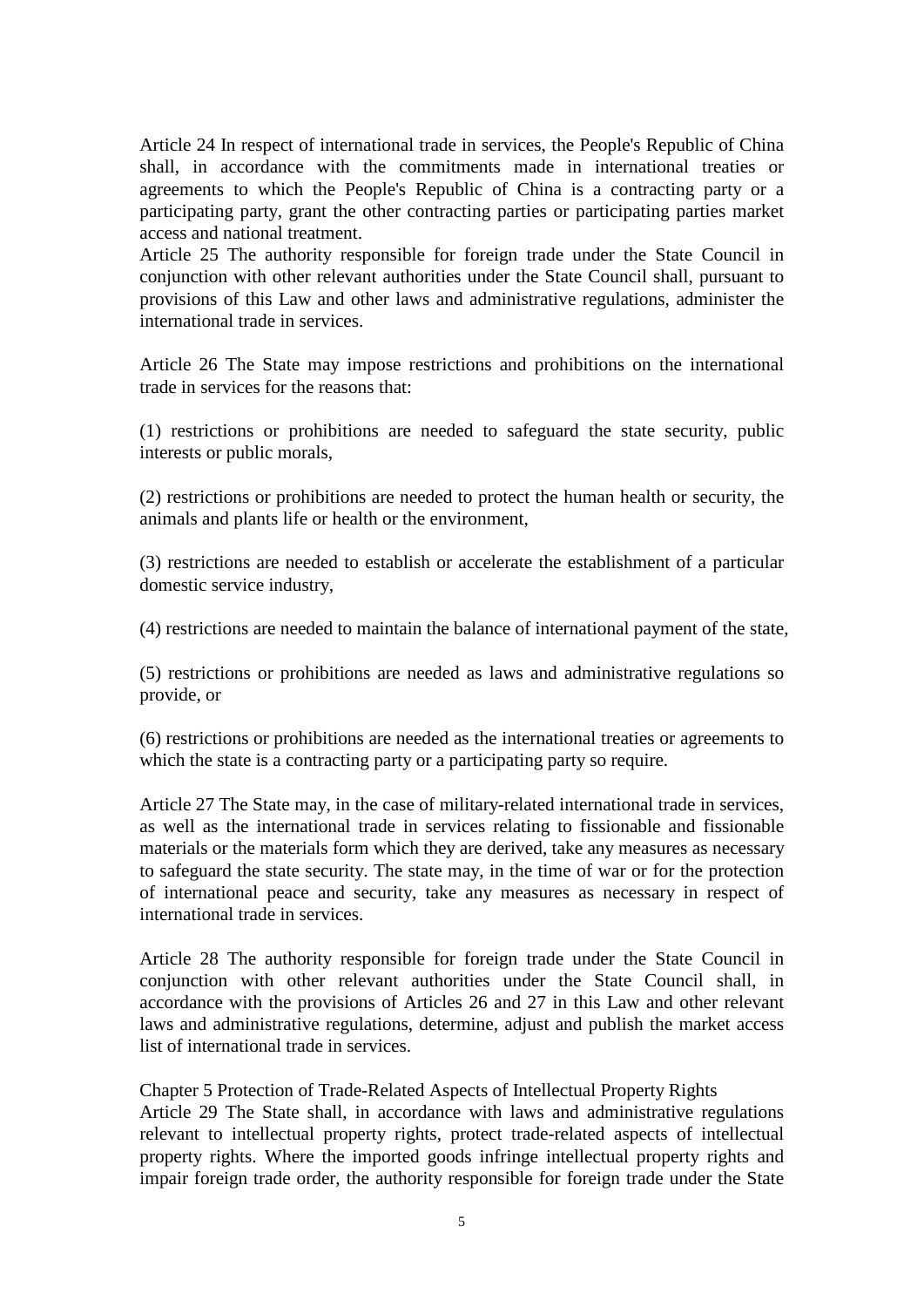Article 24 In respect of international trade in services, the People's Republic of China shall, in accordance with the commitments made in international treaties or agreements to which the People's Republic of China is a contracting party or a participating party, grant the other contracting parties or participating parties market access and national treatment.

Article 25 The authority responsible for foreign trade under the State Council in conjunction with other relevant authorities under the State Council shall, pursuant to provisions of this Law and other laws and administrative regulations, administer the international trade in services.

Article 26 The State may impose restrictions and prohibitions on the international trade in services for the reasons that:

(1) restrictions or prohibitions are needed to safeguard the state security, public interests or public morals,

(2) restrictions or prohibitions are needed to protect the human health or security, the animals and plants life or health or the environment,

(3) restrictions are needed to establish or accelerate the establishment of a particular domestic service industry,

(4) restrictions are needed to maintain the balance of international payment of the state,

(5) restrictions or prohibitions are needed as laws and administrative regulations so provide, or

(6) restrictions or prohibitions are needed as the international treaties or agreements to which the state is a contracting party or a participating party so require.

Article 27 The State may, in the case of military-related international trade in services, as well as the international trade in services relating to fissionable and fissionable materials or the materials form which they are derived, take any measures as necessary to safeguard the state security. The state may, in the time of war or for the protection of international peace and security, take any measures as necessary in respect of international trade in services.

Article 28 The authority responsible for foreign trade under the State Council in conjunction with other relevant authorities under the State Council shall, in accordance with the provisions of Articles 26 and 27 in this Law and other relevant laws and administrative regulations, determine, adjust and publish the market access list of international trade in services.

## Chapter 5 Protection of Trade-Related Aspects of Intellectual Property Rights

Article 29 The State shall, in accordance with laws and administrative regulations relevant to intellectual property rights, protect trade-related aspects of intellectual property rights. Where the imported goods infringe intellectual property rights and impair foreign trade order, the authority responsible for foreign trade under the State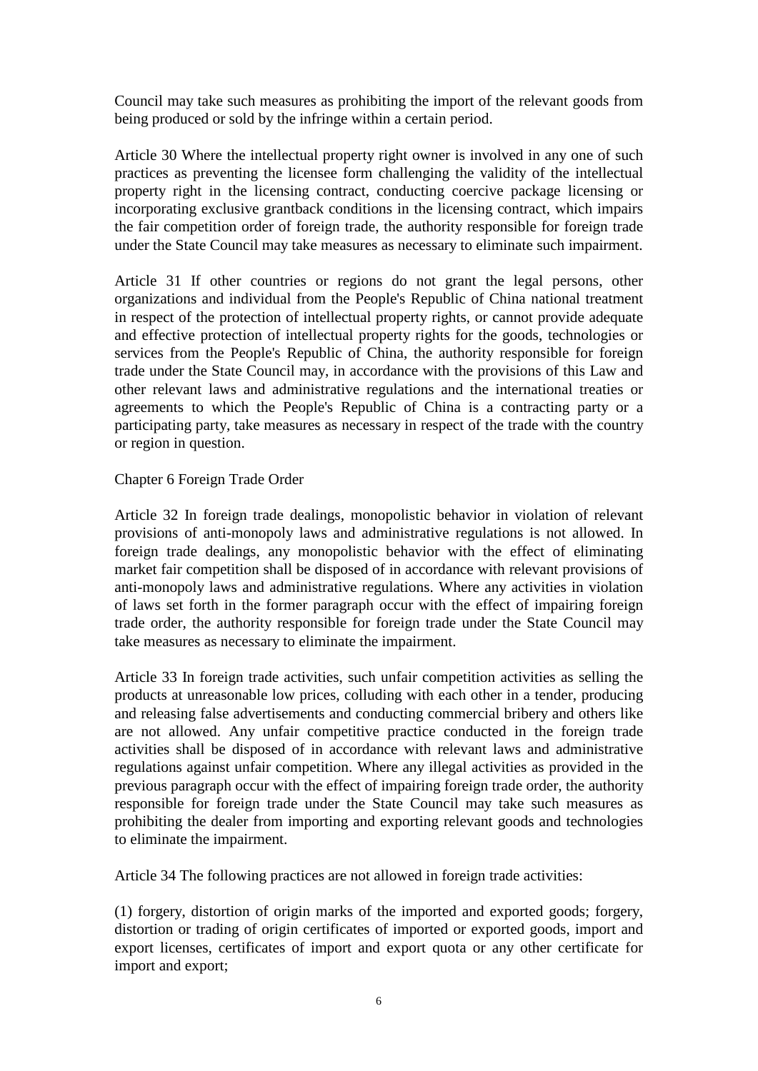Council may take such measures as prohibiting the import of the relevant goods from being produced or sold by the infringe within a certain period.

Article 30 Where the intellectual property right owner is involved in any one of such practices as preventing the licensee form challenging the validity of the intellectual property right in the licensing contract, conducting coercive package licensing or incorporating exclusive grantback conditions in the licensing contract, which impairs the fair competition order of foreign trade, the authority responsible for foreign trade under the State Council may take measures as necessary to eliminate such impairment.

Article 31 If other countries or regions do not grant the legal persons, other organizations and individual from the People's Republic of China national treatment in respect of the protection of intellectual property rights, or cannot provide adequate and effective protection of intellectual property rights for the goods, technologies or services from the People's Republic of China, the authority responsible for foreign trade under the State Council may, in accordance with the provisions of this Law and other relevant laws and administrative regulations and the international treaties or agreements to which the People's Republic of China is a contracting party or a participating party, take measures as necessary in respect of the trade with the country or region in question.

## Chapter 6 Foreign Trade Order

Article 32 In foreign trade dealings, monopolistic behavior in violation of relevant provisions of anti-monopoly laws and administrative regulations is not allowed. In foreign trade dealings, any monopolistic behavior with the effect of eliminating market fair competition shall be disposed of in accordance with relevant provisions of anti-monopoly laws and administrative regulations. Where any activities in violation of laws set forth in the former paragraph occur with the effect of impairing foreign trade order, the authority responsible for foreign trade under the State Council may take measures as necessary to eliminate the impairment.

Article 33 In foreign trade activities, such unfair competition activities as selling the products at unreasonable low prices, colluding with each other in a tender, producing and releasing false advertisements and conducting commercial bribery and others like are not allowed. Any unfair competitive practice conducted in the foreign trade activities shall be disposed of in accordance with relevant laws and administrative regulations against unfair competition. Where any illegal activities as provided in the previous paragraph occur with the effect of impairing foreign trade order, the authority responsible for foreign trade under the State Council may take such measures as prohibiting the dealer from importing and exporting relevant goods and technologies to eliminate the impairment.

Article 34 The following practices are not allowed in foreign trade activities:

(1) forgery, distortion of origin marks of the imported and exported goods; forgery, distortion or trading of origin certificates of imported or exported goods, import and export licenses, certificates of import and export quota or any other certificate for import and export;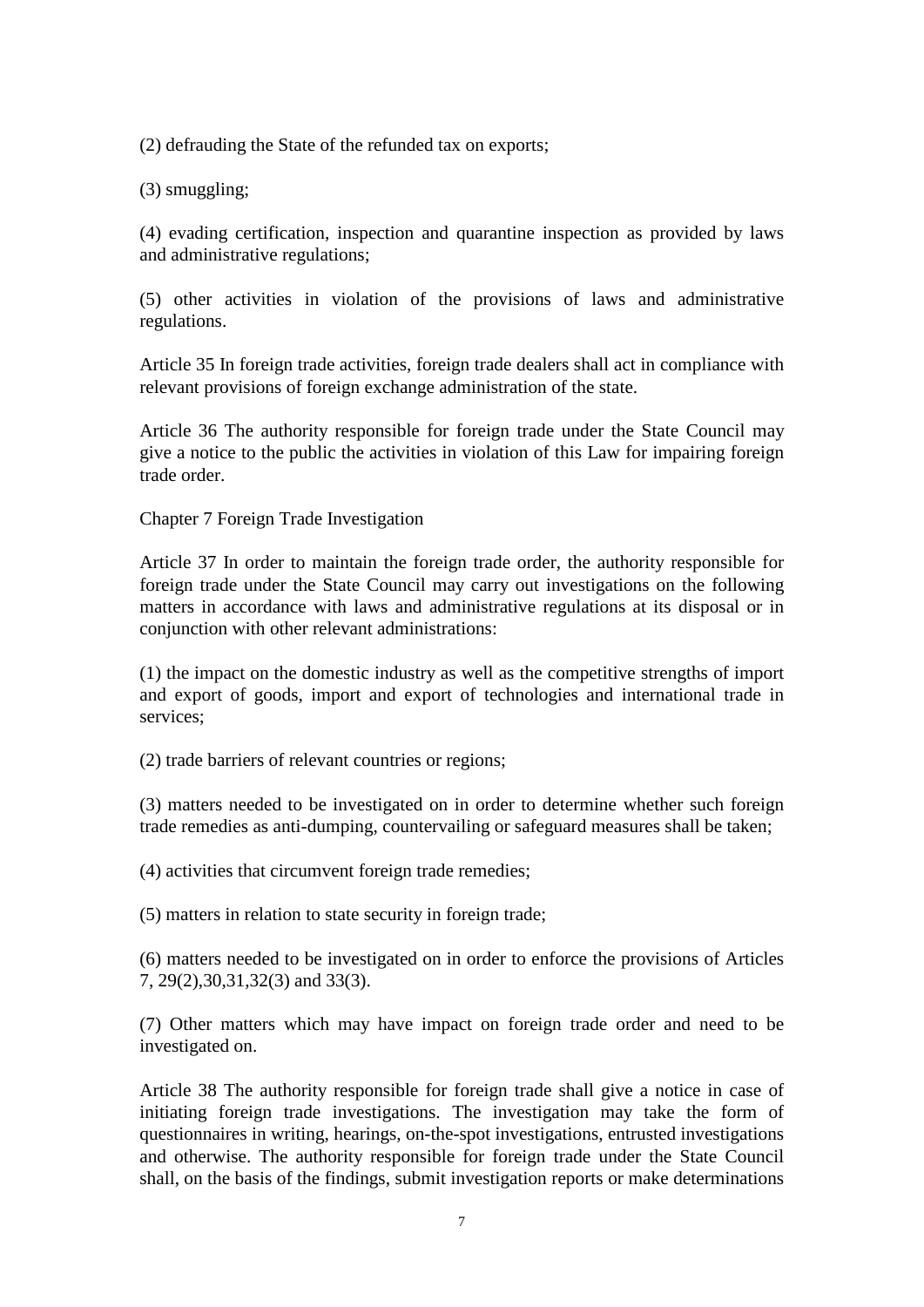(2) defrauding the State of the refunded tax on exports;

(3) smuggling;

(4) evading certification, inspection and quarantine inspection as provided by laws and administrative regulations;

(5) other activities in violation of the provisions of laws and administrative regulations.

Article 35 In foreign trade activities, foreign trade dealers shall act in compliance with relevant provisions of foreign exchange administration of the state.

Article 36 The authority responsible for foreign trade under the State Council may give a notice to the public the activities in violation of this Law for impairing foreign trade order.

## Chapter 7 Foreign Trade Investigation

Article 37 In order to maintain the foreign trade order, the authority responsible for foreign trade under the State Council may carry out investigations on the following matters in accordance with laws and administrative regulations at its disposal or in conjunction with other relevant administrations:

(1) the impact on the domestic industry as well as the competitive strengths of import and export of goods, import and export of technologies and international trade in services;

(2) trade barriers of relevant countries or regions;

(3) matters needed to be investigated on in order to determine whether such foreign trade remedies as anti-dumping, countervailing or safeguard measures shall be taken;

(4) activities that circumvent foreign trade remedies;

(5) matters in relation to state security in foreign trade;

(6) matters needed to be investigated on in order to enforce the provisions of Articles 7, 29(2),30,31,32(3) and 33(3).

(7) Other matters which may have impact on foreign trade order and need to be investigated on.

Article 38 The authority responsible for foreign trade shall give a notice in case of initiating foreign trade investigations. The investigation may take the form of questionnaires in writing, hearings, on-the-spot investigations, entrusted investigations and otherwise. The authority responsible for foreign trade under the State Council shall, on the basis of the findings, submit investigation reports or make determinations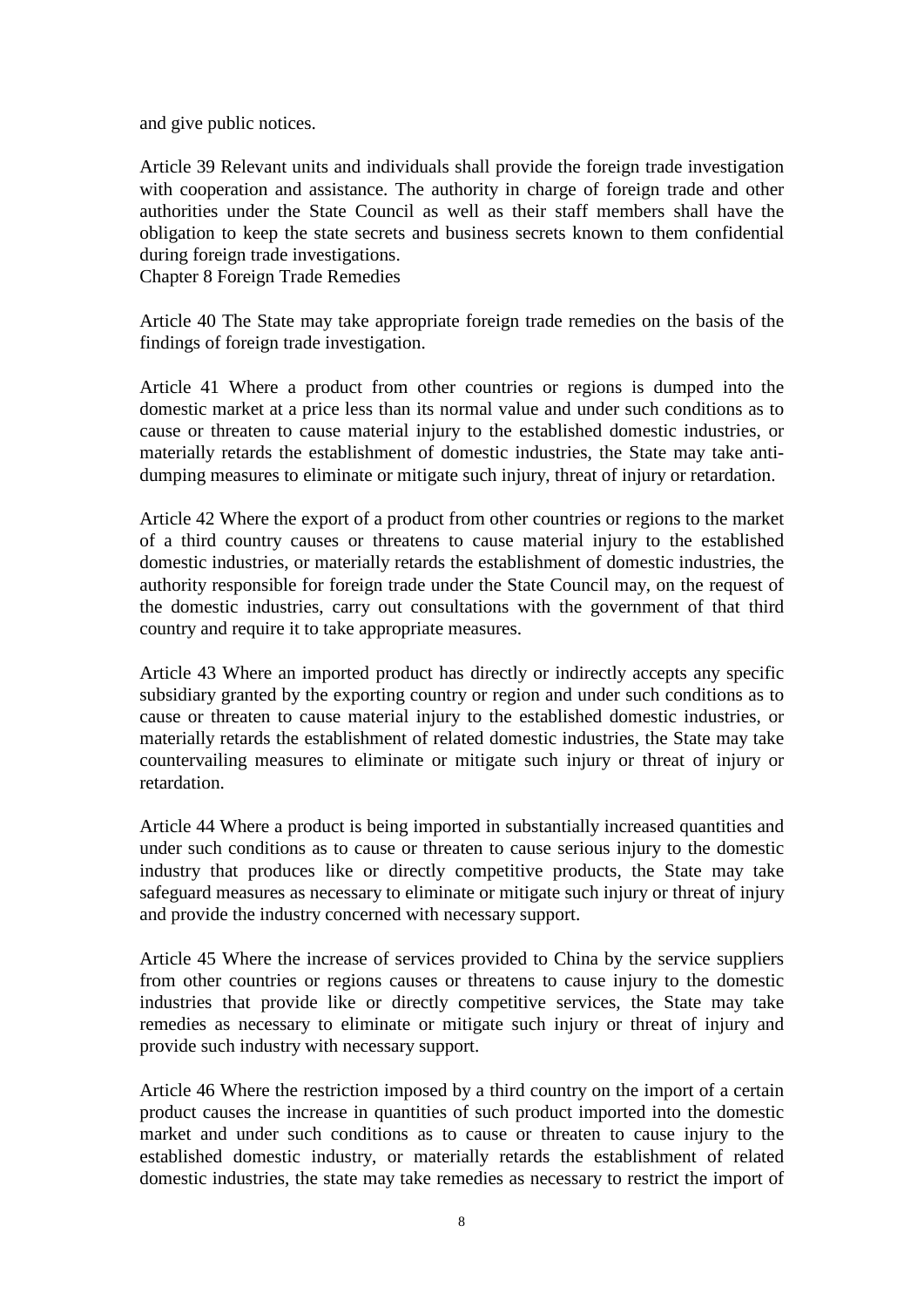and give public notices.

Article 39 Relevant units and individuals shall provide the foreign trade investigation with cooperation and assistance. The authority in charge of foreign trade and other authorities under the State Council as well as their staff members shall have the obligation to keep the state secrets and business secrets known to them confidential during foreign trade investigations.

## Chapter 8 Foreign Trade Remedies

Article 40 The State may take appropriate foreign trade remedies on the basis of the findings of foreign trade investigation.

Article 41 Where a product from other countries or regions is dumped into the domestic market at a price less than its normal value and under such conditions as to cause or threaten to cause material injury to the established domestic industries, or materially retards the establishment of domestic industries, the State may take anti-dumping measures to eliminate or mitigate such injury, threat of injury or retardation.

Article 42 Where the export of a product from other countries or regions to the market of a third country causes or threatens to cause material injury to the established domestic industries, or materially retards the establishment of domestic industries, the authority responsible for foreign trade under the State Council may, on the request of the domestic industries, carry out consultations with the government of that third country and require it to take appropriate measures.

Article 43 Where an imported product has directly or indirectly accepts any specific subsidiary granted by the exporting country or region and under such conditions as to cause or threaten to cause material injury to the established domestic industries, or materially retards the establishment of related domestic industries, the State may take countervailing measures to eliminate or mitigate such injury or threat of injury or retardation.

Article 44 Where a product is being imported in substantially increased quantities and under such conditions as to cause or threaten to cause serious injury to the domestic industry that produces like or directly competitive products, the State may take safeguard measures as necessary to eliminate or mitigate such injury or threat of injury and provide the industry concerned with necessary support.

Article 45 Where the increase of services provided to China by the service suppliers from other countries or regions causes or threatens to cause injury to the domestic industries that provide like or directly competitive services, the State may take remedies as necessary to eliminate or mitigate such injury or threat of injury and provide such industry with necessary support.

Article 46 Where the restriction imposed by a third country on the import of a certain product causes the increase in quantities of such product imported into the domestic market and under such conditions as to cause or threaten to cause injury to the established domestic industry, or materially retards the establishment of related domestic industries, the state may take remedies as necessary to restrict the import of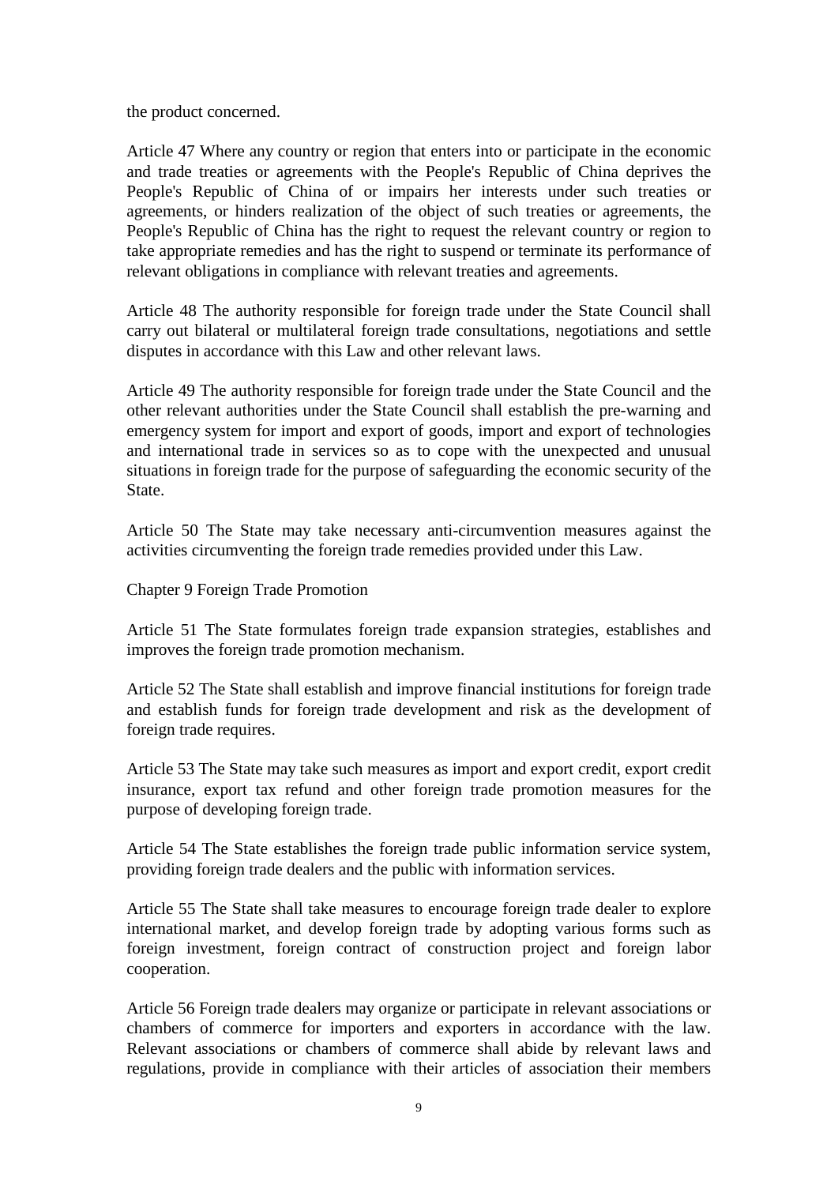the product concerned.

Article 47 Where any country or region that enters into or participate in the economic and trade treaties or agreements with the People's Republic of China deprives the People's Republic of China of or impairs her interests under such treaties or agreements, or hinders realization of the object of such treaties or agreements, the People's Republic of China has the right to request the relevant country or region to take appropriate remedies and has the right to suspend or terminate its performance of relevant obligations in compliance with relevant treaties and agreements.

Article 48 The authority responsible for foreign trade under the State Council shall carry out bilateral or multilateral foreign trade consultations, negotiations and settle disputes in accordance with this Law and other relevant laws.

Article 49 The authority responsible for foreign trade under the State Council and the other relevant authorities under the State Council shall establish the pre-warning and emergency system for import and export of goods, import and export of technologies and international trade in services so as to cope with the unexpected and unusual situations in foreign trade for the purpose of safeguarding the economic security of the State.

Article 50 The State may take necessary anti-circumvention measures against the activities circumventing the foreign trade remedies provided under this Law.

## Chapter 9 Foreign Trade Promotion

Article 51 The State formulates foreign trade expansion strategies, establishes and improves the foreign trade promotion mechanism.

Article 52 The State shall establish and improve financial institutions for foreign trade and establish funds for foreign trade development and risk as the development of foreign trade requires.

Article 53 The State may take such measures as import and export credit, export credit insurance, export tax refund and other foreign trade promotion measures for the purpose of developing foreign trade.

Article 54 The State establishes the foreign trade public information service system, providing foreign trade dealers and the public with information services.

Article 55 The State shall take measures to encourage foreign trade dealer to explore international market, and develop foreign trade by adopting various forms such as foreign investment, foreign contract of construction project and foreign labor cooperation.

Article 56 Foreign trade dealers may organize or participate in relevant associations or chambers of commerce for importers and exporters in accordance with the law. Relevant associations or chambers of commerce shall abide by relevant laws and regulations, provide in compliance with their articles of association their members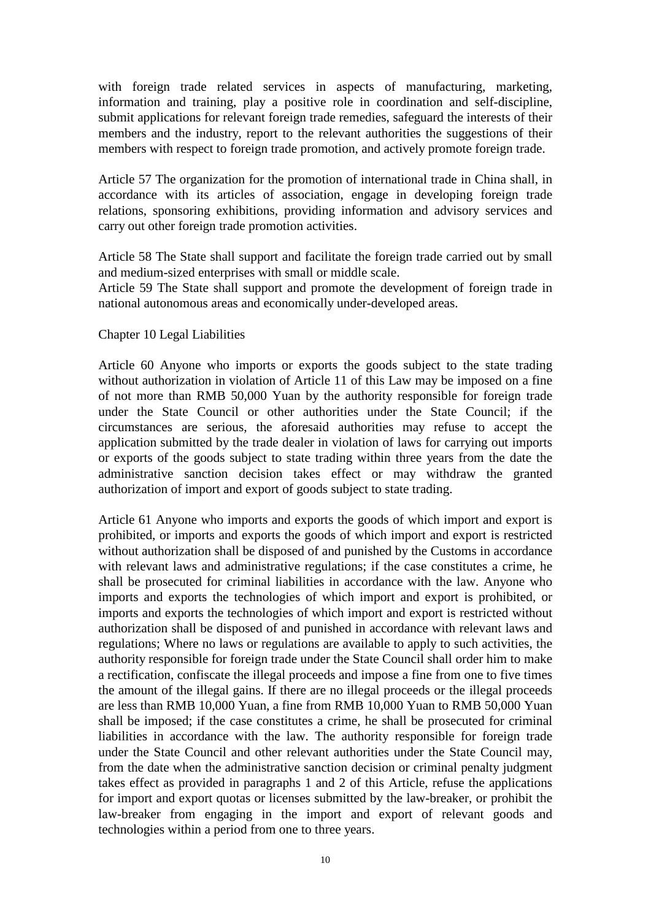with foreign trade related services in aspects of manufacturing, marketing, information and training, play a positive role in coordination and self-discipline, submit applications for relevant foreign trade remedies, safeguard the interests of their members and the industry, report to the relevant authorities the suggestions of their members with respect to foreign trade promotion, and actively promote foreign trade.

Article 57 The organization for the promotion of international trade in China shall, in accordance with its articles of association, engage in developing foreign trade relations, sponsoring exhibitions, providing information and advisory services and carry out other foreign trade promotion activities.

Article 58 The State shall support and facilitate the foreign trade carried out by small and medium-sized enterprises with small or middle scale.
Article 59 The State shall support and promote the development of foreign trade in national autonomous areas and economically under-developed areas.

## Chapter 10 Legal Liabilities

Article 60 Anyone who imports or exports the goods subject to the state trading without authorization in violation of Article 11 of this Law may be imposed on a fine of not more than RMB 50,000 Yuan by the authority responsible for foreign trade under the State Council or other authorities under the State Council; if the circumstances are serious, the aforesaid authorities may refuse to accept the application submitted by the trade dealer in violation of laws for carrying out imports or exports of the goods subject to state trading within three years from the date the administrative sanction decision takes effect or may withdraw the granted authorization of import and export of goods subject to state trading.

Article 61 Anyone who imports and exports the goods of which import and export is prohibited, or imports and exports the goods of which import and export is restricted without authorization shall be disposed of and punished by the Customs in accordance with relevant laws and administrative regulations; if the case constitutes a crime, he shall be prosecuted for criminal liabilities in accordance with the law. Anyone who imports and exports the technologies of which import and export is prohibited, or imports and exports the technologies of which import and export is restricted without authorization shall be disposed of and punished in accordance with relevant laws and regulations; Where no laws or regulations are available to apply to such activities, the authority responsible for foreign trade under the State Council shall order him to make a rectification, confiscate the illegal proceeds and impose a fine from one to five times the amount of the illegal gains. If there are no illegal proceeds or the illegal proceeds are less than RMB 10,000 Yuan, a fine from RMB 10,000 Yuan to RMB 50,000 Yuan shall be imposed; if the case constitutes a crime, he shall be prosecuted for criminal liabilities in accordance with the law. The authority responsible for foreign trade under the State Council and other relevant authorities under the State Council may, from the date when the administrative sanction decision or criminal penalty judgment takes effect as provided in paragraphs 1 and 2 of this Article, refuse the applications for import and export quotas or licenses submitted by the law-breaker, or prohibit the law-breaker from engaging in the import and export of relevant goods and technologies within a period from one to three years.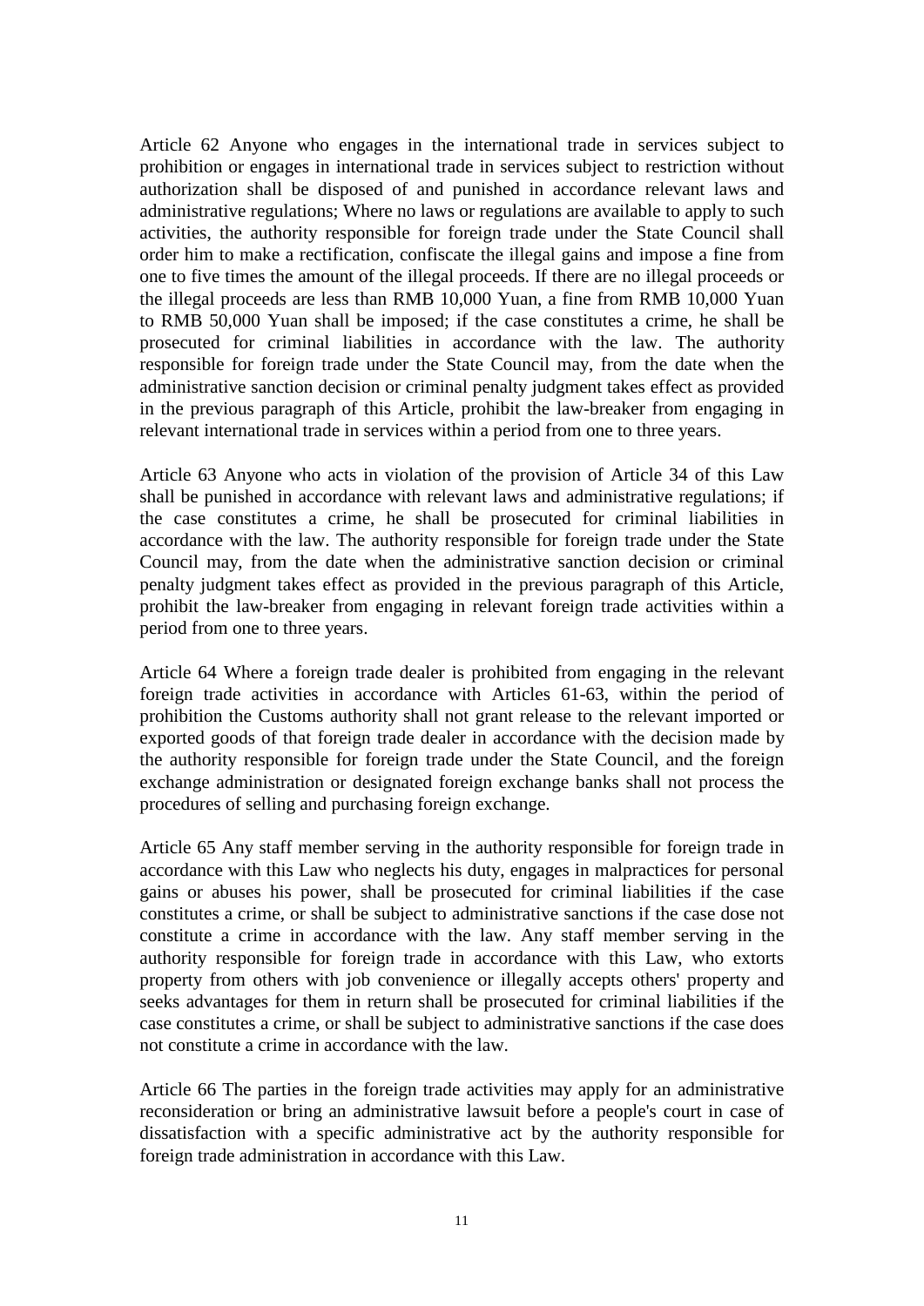Article 62 Anyone who engages in the international trade in services subject to prohibition or engages in international trade in services subject to restriction without authorization shall be disposed of and punished in accordance relevant laws and administrative regulations; Where no laws or regulations are available to apply to such activities, the authority responsible for foreign trade under the State Council shall order him to make a rectification, confiscate the illegal gains and impose a fine from one to five times the amount of the illegal proceeds. If there are no illegal proceeds or the illegal proceeds are less than RMB 10,000 Yuan, a fine from RMB 10,000 Yuan to RMB 50,000 Yuan shall be imposed; if the case constitutes a crime, he shall be prosecuted for criminal liabilities in accordance with the law. The authority responsible for foreign trade under the State Council may, from the date when the administrative sanction decision or criminal penalty judgment takes effect as provided in the previous paragraph of this Article, prohibit the law-breaker from engaging in relevant international trade in services within a period from one to three years.

Article 63 Anyone who acts in violation of the provision of Article 34 of this Law shall be punished in accordance with relevant laws and administrative regulations; if the case constitutes a crime, he shall be prosecuted for criminal liabilities in accordance with the law. The authority responsible for foreign trade under the State Council may, from the date when the administrative sanction decision or criminal penalty judgment takes effect as provided in the previous paragraph of this Article, prohibit the law-breaker from engaging in relevant foreign trade activities within a period from one to three years.

Article 64 Where a foreign trade dealer is prohibited from engaging in the relevant foreign trade activities in accordance with Articles 61-63, within the period of prohibition the Customs authority shall not grant release to the relevant imported or exported goods of that foreign trade dealer in accordance with the decision made by the authority responsible for foreign trade under the State Council, and the foreign exchange administration or designated foreign exchange banks shall not process the procedures of selling and purchasing foreign exchange.

Article 65 Any staff member serving in the authority responsible for foreign trade in accordance with this Law who neglects his duty, engages in malpractices for personal gains or abuses his power, shall be prosecuted for criminal liabilities if the case constitutes a crime, or shall be subject to administrative sanctions if the case dose not constitute a crime in accordance with the law. Any staff member serving in the authority responsible for foreign trade in accordance with this Law, who extorts property from others with job convenience or illegally accepts others' property and seeks advantages for them in return shall be prosecuted for criminal liabilities if the case constitutes a crime, or shall be subject to administrative sanctions if the case does not constitute a crime in accordance with the law.

Article 66 The parties in the foreign trade activities may apply for an administrative reconsideration or bring an administrative lawsuit before a people's court in case of dissatisfaction with a specific administrative act by the authority responsible for foreign trade administration in accordance with this Law.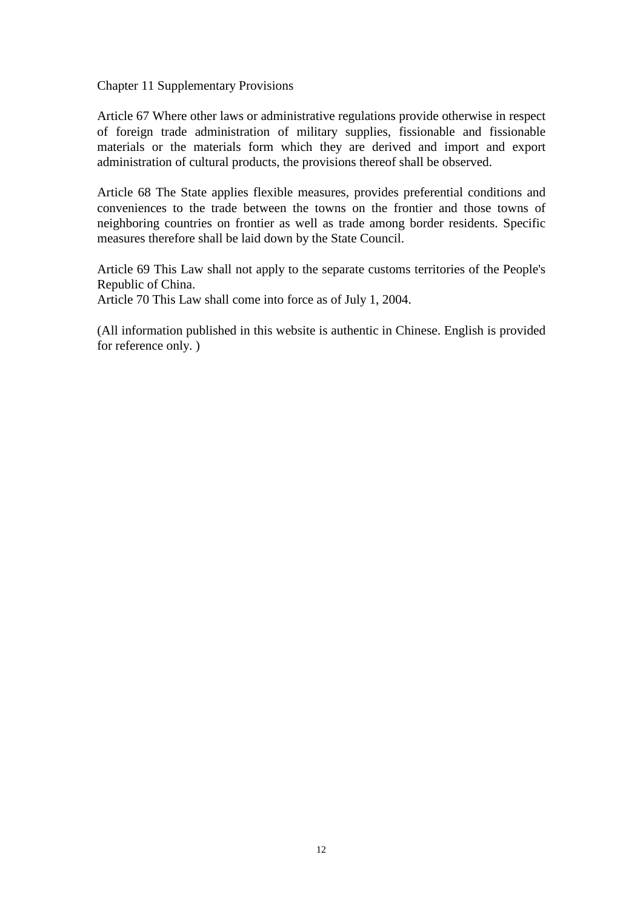## Chapter 11 Supplementary Provisions

Article 67 Where other laws or administrative regulations provide otherwise in respect of foreign trade administration of military supplies, fissionable and fissionable materials or the materials form which they are derived and import and export administration of cultural products, the provisions thereof shall be observed.

Article 68 The State applies flexible measures, provides preferential conditions and conveniences to the trade between the towns on the frontier and those towns of neighboring countries on frontier as well as trade among border residents. Specific measures therefore shall be laid down by the State Council.

Article 69 This Law shall not apply to the separate customs territories of the People's Republic of China.

Article 70 This Law shall come into force as of July 1, 2004.

(All information published in this website is authentic in Chinese. English is provided for reference only. )